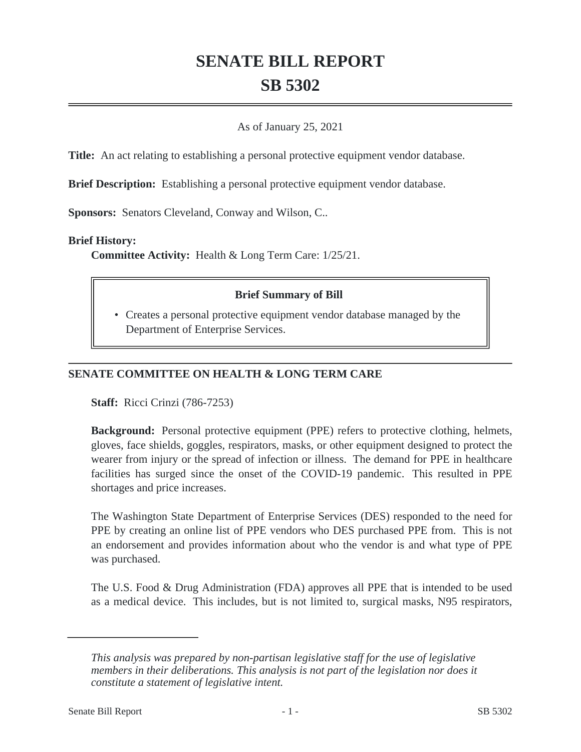# SENATE BILL REPORT
# SB 5302

As of January 25, 2021

**Title:** An act relating to establishing a personal protective equipment vendor database.

**Brief Description:** Establishing a personal protective equipment vendor database.

**Sponsors:** Senators Cleveland, Conway and Wilson, C..

**Brief History:**

**Committee Activity:** Health & Long Term Care: 1/25/21.

> **Brief Summary of Bill**
>
> - Creates a personal protective equipment vendor database managed by the Department of Enterprise Services.

## SENATE COMMITTEE ON HEALTH & LONG TERM CARE

**Staff:** Ricci Crinzi (786-7253)

**Background:** Personal protective equipment (PPE) refers to protective clothing, helmets, gloves, face shields, goggles, respirators, masks, or other equipment designed to protect the wearer from injury or the spread of infection or illness. The demand for PPE in healthcare facilities has surged since the onset of the COVID-19 pandemic. This resulted in PPE shortages and price increases.

The Washington State Department of Enterprise Services (DES) responded to the need for PPE by creating an online list of PPE vendors who DES purchased PPE from. This is not an endorsement and provides information about who the vendor is and what type of PPE was purchased.

The U.S. Food & Drug Administration (FDA) approves all PPE that is intended to be used as a medical device. This includes, but is not limited to, surgical masks, N95 respirators,

---

*This analysis was prepared by non-partisan legislative staff for the use of legislative members in their deliberations. This analysis is not part of the legislation nor does it constitute a statement of legislative intent.*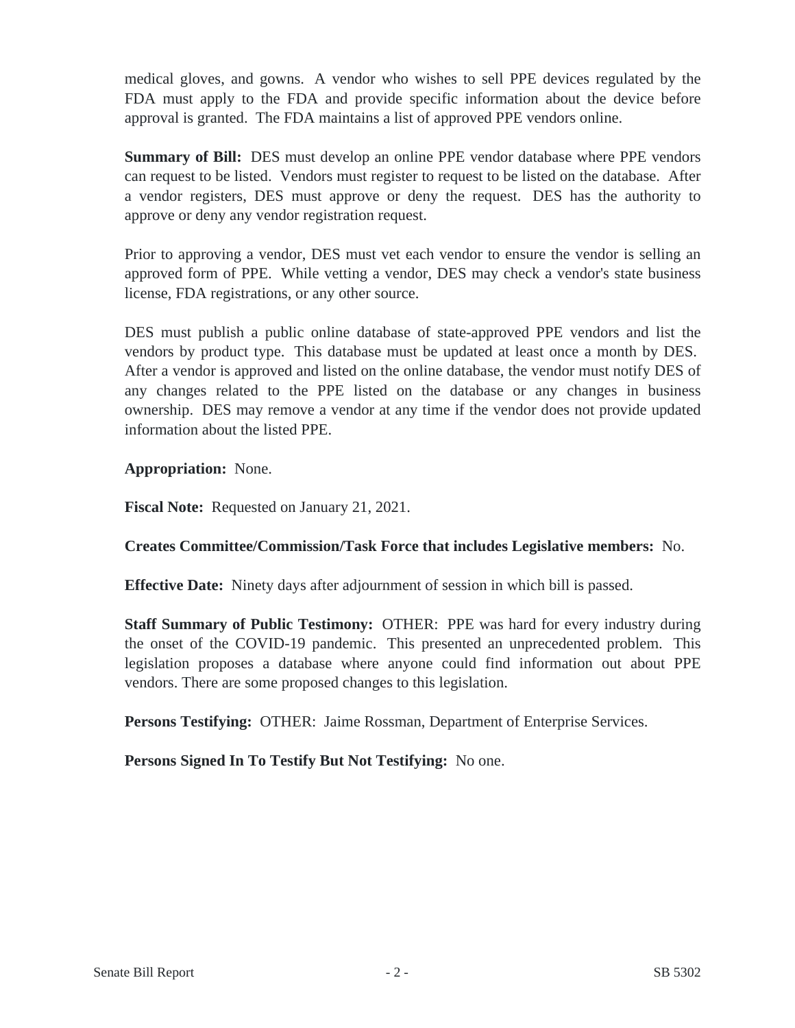medical gloves, and gowns. A vendor who wishes to sell PPE devices regulated by the FDA must apply to the FDA and provide specific information about the device before approval is granted. The FDA maintains a list of approved PPE vendors online.

**Summary of Bill:** DES must develop an online PPE vendor database where PPE vendors can request to be listed. Vendors must register to request to be listed on the database. After a vendor registers, DES must approve or deny the request. DES has the authority to approve or deny any vendor registration request.

Prior to approving a vendor, DES must vet each vendor to ensure the vendor is selling an approved form of PPE. While vetting a vendor, DES may check a vendor's state business license, FDA registrations, or any other source.

DES must publish a public online database of state-approved PPE vendors and list the vendors by product type. This database must be updated at least once a month by DES. After a vendor is approved and listed on the online database, the vendor must notify DES of any changes related to the PPE listed on the database or any changes in business ownership. DES may remove a vendor at any time if the vendor does not provide updated information about the listed PPE.

**Appropriation:** None.

**Fiscal Note:** Requested on January 21, 2021.

**Creates Committee/Commission/Task Force that includes Legislative members:** No.

**Effective Date:** Ninety days after adjournment of session in which bill is passed.

**Staff Summary of Public Testimony:** OTHER: PPE was hard for every industry during the onset of the COVID-19 pandemic. This presented an unprecedented problem. This legislation proposes a database where anyone could find information out about PPE vendors. There are some proposed changes to this legislation.

**Persons Testifying:** OTHER: Jaime Rossman, Department of Enterprise Services.

**Persons Signed In To Testify But Not Testifying:** No one.